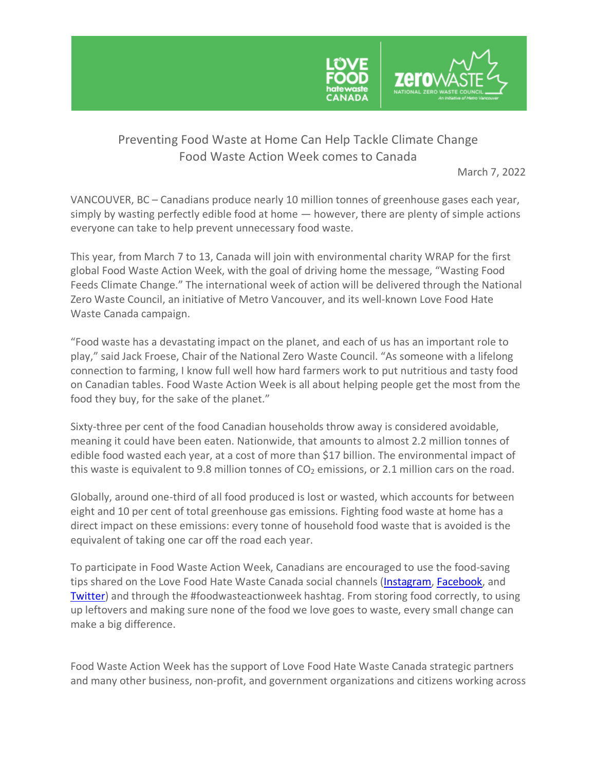# Preventing Food Waste at Home Can Help Tackle Climate Change
## Food Waste Action Week comes to Canada

March 7, 2022

VANCOUVER, BC – Canadians produce nearly 10 million tonnes of greenhouse gases each year, simply by wasting perfectly edible food at home — however, there are plenty of simple actions everyone can take to help prevent unnecessary food waste.

This year, from March 7 to 13, Canada will join with environmental charity WRAP for the first global Food Waste Action Week, with the goal of driving home the message, "Wasting Food Feeds Climate Change." The international week of action will be delivered through the National Zero Waste Council, an initiative of Metro Vancouver, and its well-known Love Food Hate Waste Canada campaign.

"Food waste has a devastating impact on the planet, and each of us has an important role to play," said Jack Froese, Chair of the National Zero Waste Council. "As someone with a lifelong connection to farming, I know full well how hard farmers work to put nutritious and tasty food on Canadian tables. Food Waste Action Week is all about helping people get the most from the food they buy, for the sake of the planet."

Sixty-three per cent of the food Canadian households throw away is considered avoidable, meaning it could have been eaten. Nationwide, that amounts to almost 2.2 million tonnes of edible food wasted each year, at a cost of more than $17 billion. The environmental impact of this waste is equivalent to 9.8 million tonnes of $CO_2$ emissions, or 2.1 million cars on the road.

Globally, around one-third of all food produced is lost or wasted, which accounts for between eight and 10 per cent of total greenhouse gas emissions. Fighting food waste at home has a direct impact on these emissions: every tonne of household food waste that is avoided is the equivalent of taking one car off the road each year.

To participate in Food Waste Action Week, Canadians are encouraged to use the food-saving tips shared on the Love Food Hate Waste Canada social channels (Instagram, Facebook, and Twitter) and through the #foodwasteactionweek hashtag. From storing food correctly, to using up leftovers and making sure none of the food we love goes to waste, every small change can make a big difference.

Food Waste Action Week has the support of Love Food Hate Waste Canada strategic partners and many other business, non-profit, and government organizations and citizens working across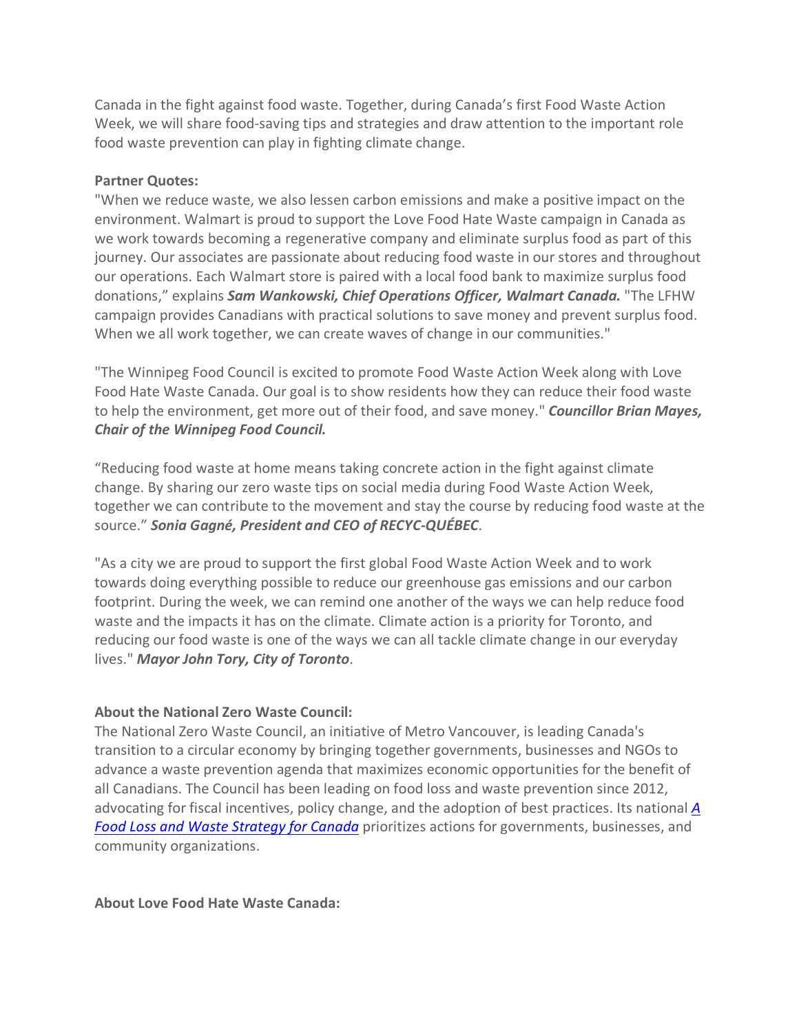Canada in the fight against food waste. Together, during Canada's first Food Waste Action Week, we will share food-saving tips and strategies and draw attention to the important role food waste prevention can play in fighting climate change.

**Partner Quotes:**

"When we reduce waste, we also lessen carbon emissions and make a positive impact on the environment. Walmart is proud to support the Love Food Hate Waste campaign in Canada as we work towards becoming a regenerative company and eliminate surplus food as part of this journey. Our associates are passionate about reducing food waste in our stores and throughout our operations. Each Walmart store is paired with a local food bank to maximize surplus food donations," explains ***Sam Wankowski, Chief Operations Officer, Walmart Canada.*** "The LFHW campaign provides Canadians with practical solutions to save money and prevent surplus food. When we all work together, we can create waves of change in our communities."

"The Winnipeg Food Council is excited to promote Food Waste Action Week along with Love Food Hate Waste Canada. Our goal is to show residents how they can reduce their food waste to help the environment, get more out of their food, and save money." ***Councillor Brian Mayes, Chair of the Winnipeg Food Council.***

"Reducing food waste at home means taking concrete action in the fight against climate change. By sharing our zero waste tips on social media during Food Waste Action Week, together we can contribute to the movement and stay the course by reducing food waste at the source." ***Sonia Gagné, President and CEO of RECYC-QUÉBEC***.

"As a city we are proud to support the first global Food Waste Action Week and to work towards doing everything possible to reduce our greenhouse gas emissions and our carbon footprint. During the week, we can remind one another of the ways we can help reduce food waste and the impacts it has on the climate. Climate action is a priority for Toronto, and reducing our food waste is one of the ways we can all tackle climate change in our everyday lives." ***Mayor John Tory, City of Toronto***.

**About the National Zero Waste Council:**

The National Zero Waste Council, an initiative of Metro Vancouver, is leading Canada's transition to a circular economy by bringing together governments, businesses and NGOs to advance a waste prevention agenda that maximizes economic opportunities for the benefit of all Canadians. The Council has been leading on food loss and waste prevention since 2012, advocating for fiscal incentives, policy change, and the adoption of best practices. Its national *A Food Loss and Waste Strategy for Canada* prioritizes actions for governments, businesses, and community organizations.

**About Love Food Hate Waste Canada:**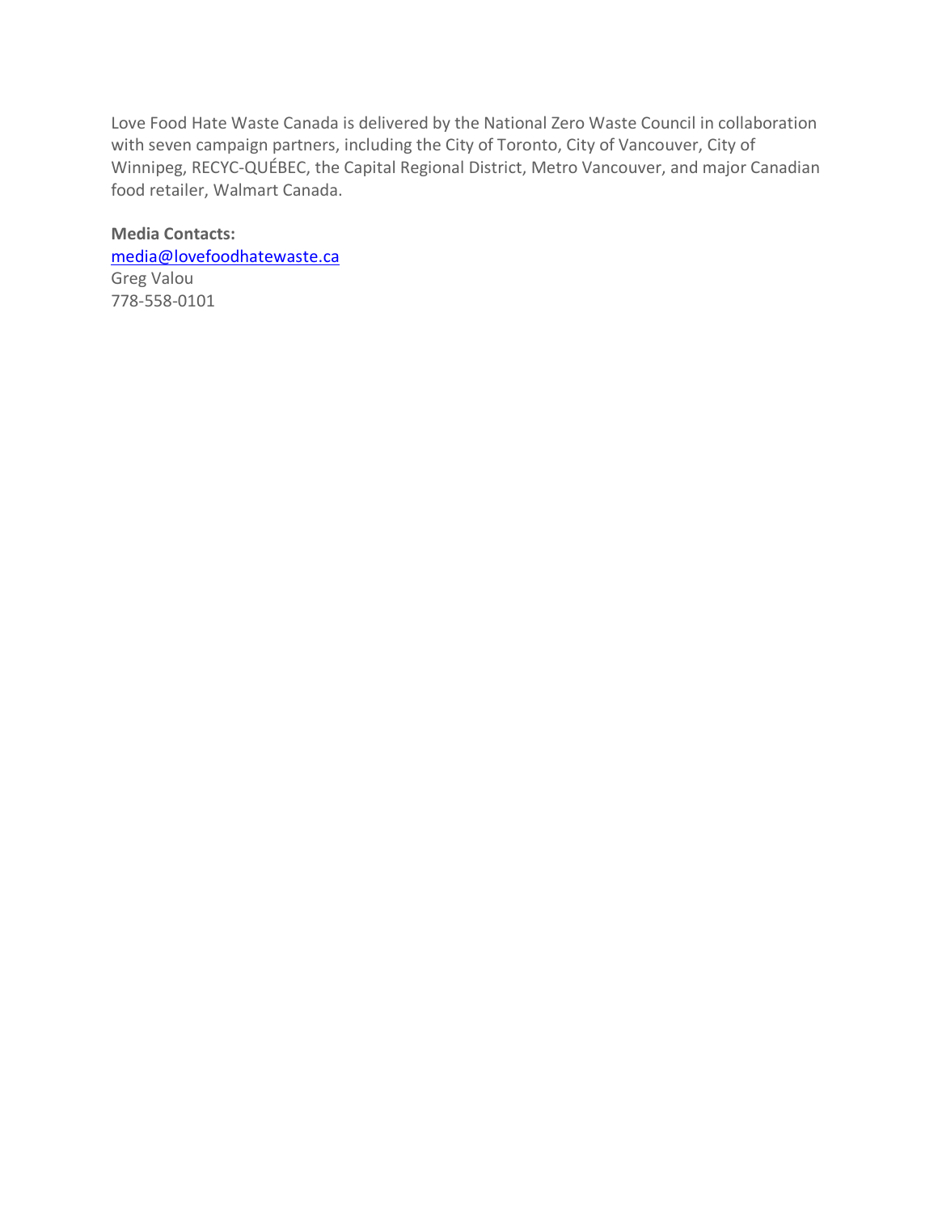Love Food Hate Waste Canada is delivered by the National Zero Waste Council in collaboration with seven campaign partners, including the City of Toronto, City of Vancouver, City of Winnipeg, RECYC-QUÉBEC, the Capital Regional District, Metro Vancouver, and major Canadian food retailer, Walmart Canada.

**Media Contacts:**
media@lovefoodhatewaste.ca
Greg Valou
778-558-0101